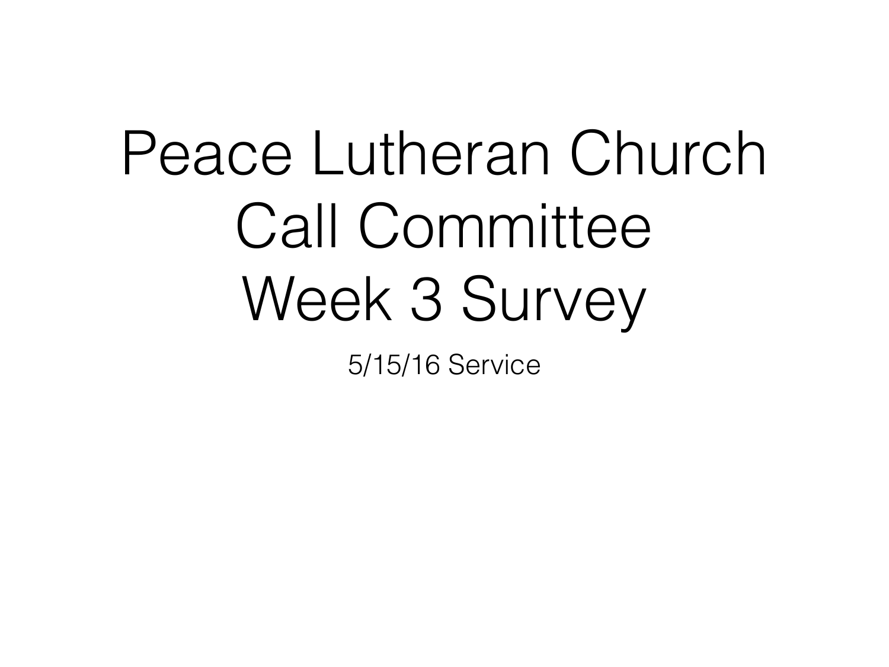# Peace Lutheran Church Call Committee Week 3 Survey

5/15/16 Service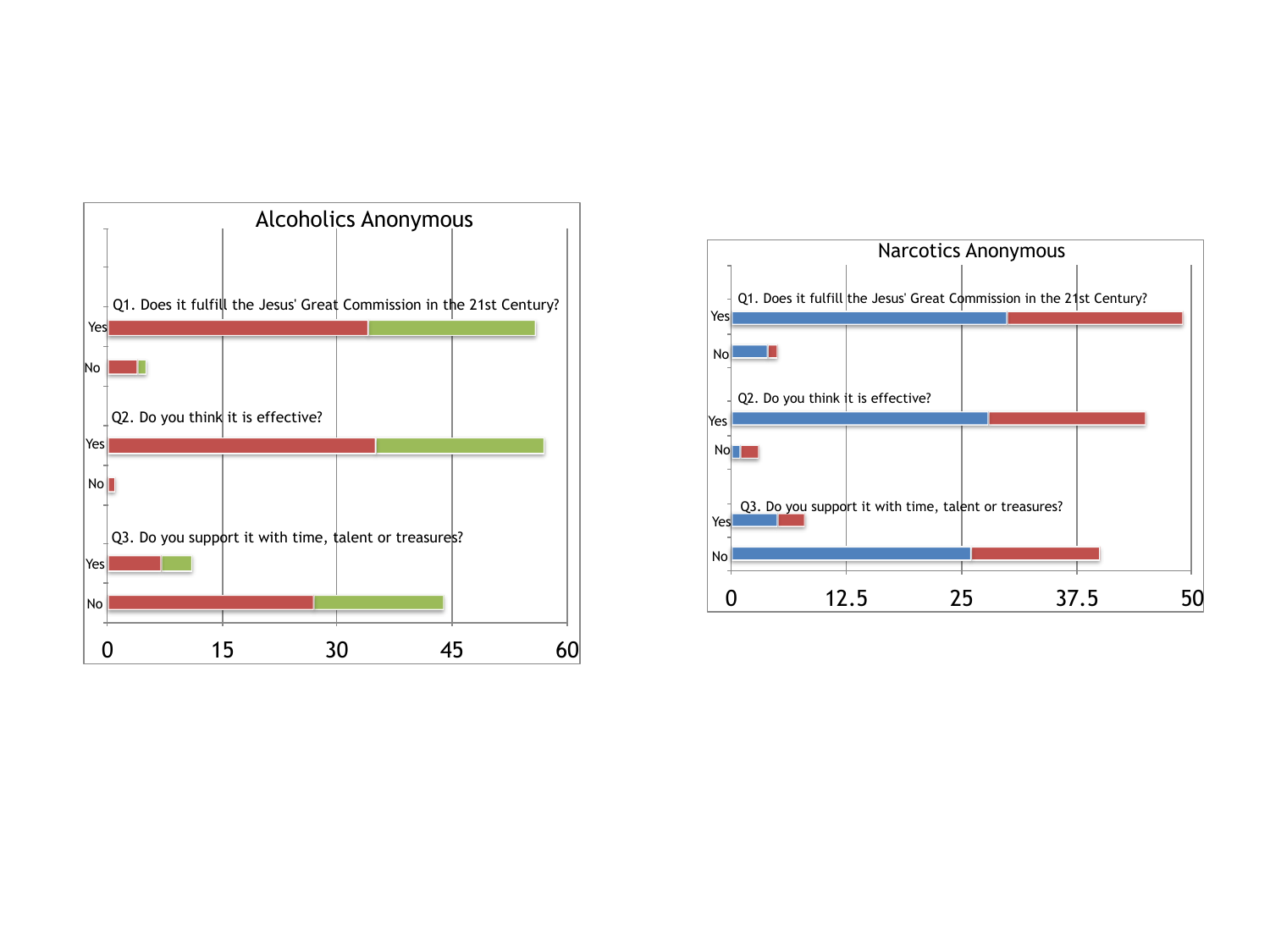Alcoholics Anonymous

Q1. Does it fulfill the Jesus' Great Commission in the 21st Century?

Yes

No

Q2. Do you think it is effective?

Yes

No

Q3. Do you support it with time, talent or treasures?

Yes

No

0 15 30 45 60

Narcotics Anonymous

Q1. Does it fulfill the Jesus' Great Commission in the 21st Century?

Yes

No

Q2. Do you think it is effective?

Yes

No

Q3. Do you support it with time, talent or treasures?

Yes

No

0 12.5 25 37.5 50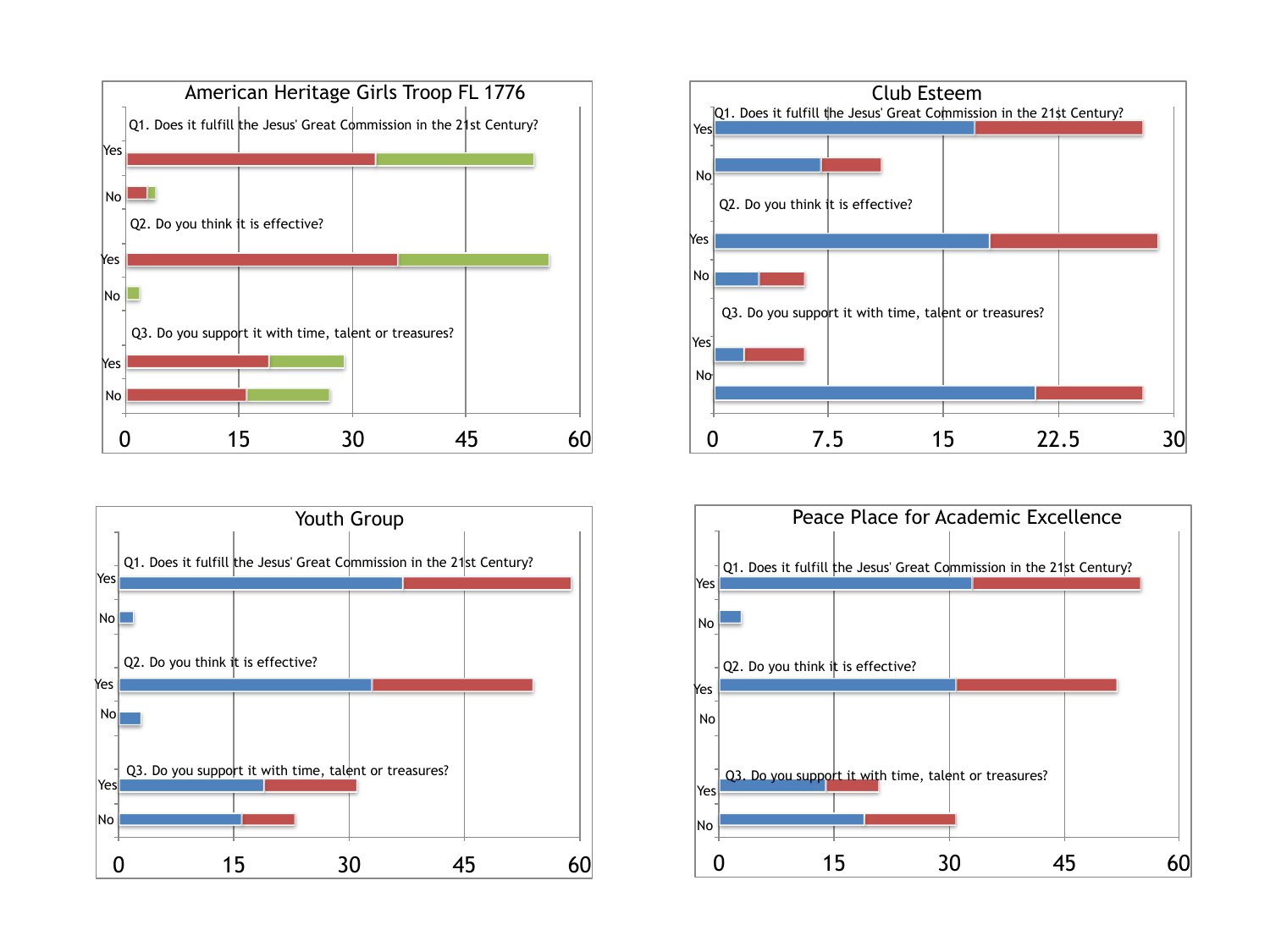## American Heritage Girls Troop FL 1776

Q1. Does it fulfill the Jesus' Great Commission in the 21st Century?

Yes

No

Q2. Do you think it is effective?

Yes

No

Q3. Do you support it with time, talent or treasures?

Yes

No

0 15 30 45 60

## Club Esteem

Q1. Does it fulfill the Jesus' Great Commission in the 21st Century?

Yes

No

Q2. Do you think it is effective?

Yes

No

Q3. Do you support it with time, talent or treasures?

Yes

No

0 7.5 15 22.5 30

## Youth Group

Q1. Does it fulfill the Jesus' Great Commission in the 21st Century?

Yes

No

Q2. Do you think it is effective?

Yes

No

Q3. Do you support it with time, talent or treasures?

Yes

No

0 15 30 45 60

## Peace Place for Academic Excellence

Q1. Does it fulfill the Jesus' Great Commission in the 21st Century?

Yes

No

Q2. Do you think it is effective?

Yes

No

Q3. Do you support it with time, talent or treasures?

Yes

No

0 15 30 45 60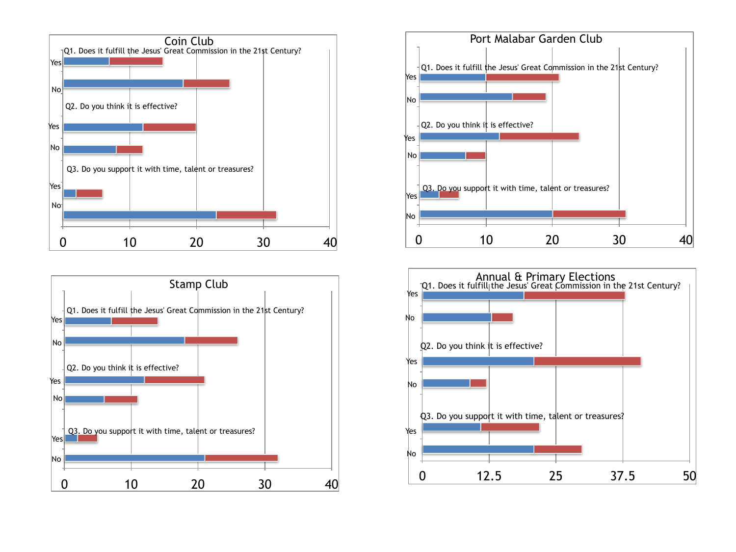## Coin Club

Q1. Does it fulfill the Jesus' Great Commission in the 21st Century?

Yes

No

Q2. Do you think it is effective?

Yes

No

Q3. Do you support it with time, talent or treasures?

Yes

No

0 10 20 30 40

## Port Malabar Garden Club

Q1. Does it fulfill the Jesus' Great Commission in the 21st Century?

Yes

No

Q2. Do you think it is effective?

Yes

No

Q3. Do you support it with time, talent or treasures?

Yes

No

0 10 20 30 40

## Stamp Club

Q1. Does it fulfill the Jesus' Great Commission in the 21st Century?

Yes

No

Q2. Do you think it is effective?

Yes

No

Q3. Do you support it with time, talent or treasures?

Yes

No

0 10 20 30 40

## Annual & Primary Elections

Q1. Does it fulfill the Jesus' Great Commission in the 21st Century?

Yes

No

Q2. Do you think it is effective?

Yes

No

Q3. Do you support it with time, talent or treasures?

Yes

No

0 12.5 25 37.5 50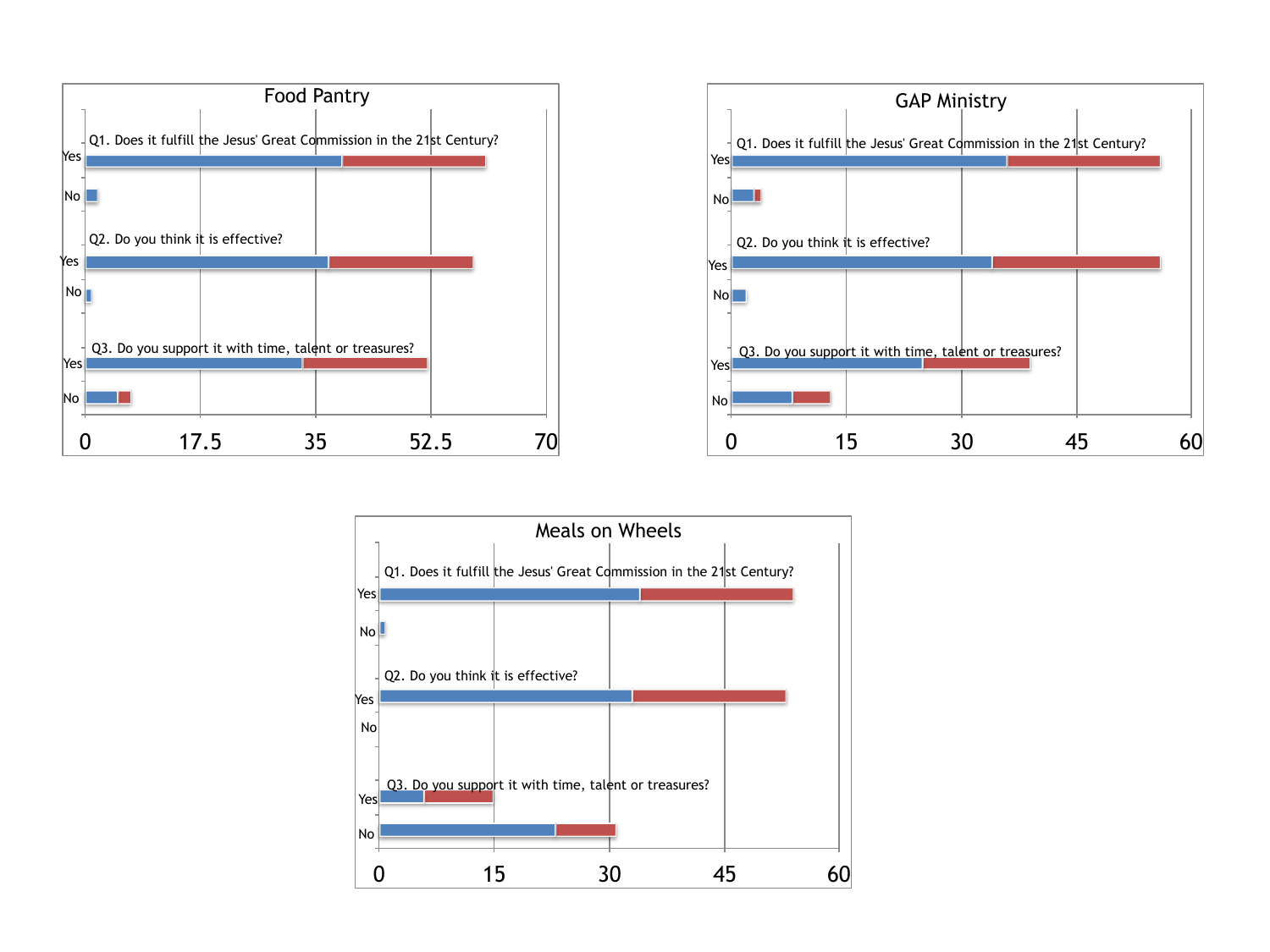## Food Pantry

Q1. Does it fulfill the Jesus' Great Commission in the 21st Century?

Yes

No

Q2. Do you think it is effective?

Yes

No

Q3. Do you support it with time, talent or treasures?

Yes

No

0 17.5 35 52.5 70

## GAP Ministry

Q1. Does it fulfill the Jesus' Great Commission in the 21st Century?

Yes

No

Q2. Do you think it is effective?

Yes

No

Q3. Do you support it with time, talent or treasures?

Yes

No

0 15 30 45 60

## Meals on Wheels

Q1. Does it fulfill the Jesus' Great Commission in the 21st Century?

Yes

No

Q2. Do you think it is effective?

Yes

No

Q3. Do you support it with time, talent or treasures?

Yes

No

0 15 30 45 60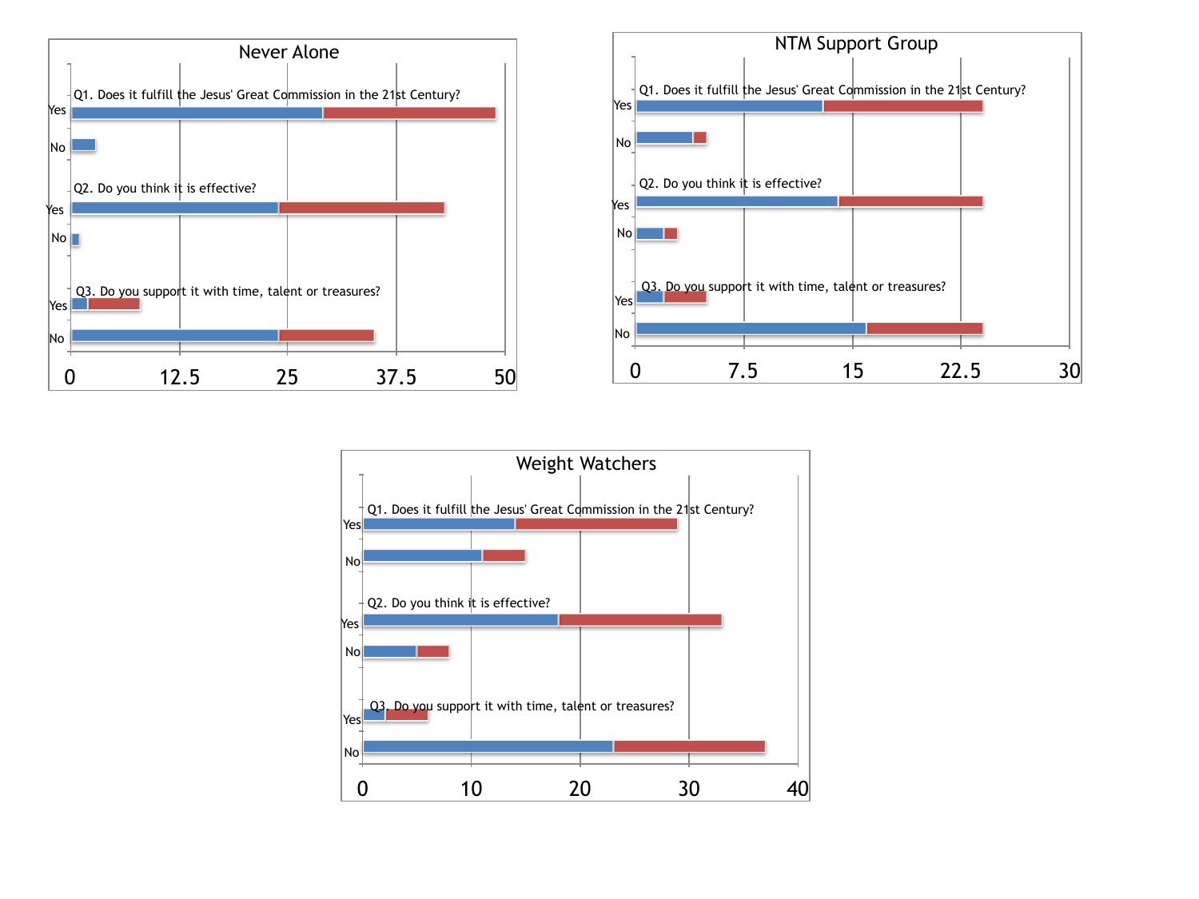## Never Alone

Q1. Does it fulfill the Jesus' Great Commission in the 21st Century?

Yes

No

Q2. Do you think it is effective?

Yes

No

Q3. Do you support it with time, talent or treasures?

Yes

No

0 12.5 25 37.5 50

## NTM Support Group

Q1. Does it fulfill the Jesus' Great Commission in the 21st Century?

Yes

No

Q2. Do you think it is effective?

Yes

No

Q3. Do you support it with time, talent or treasures?

Yes

No

0 7.5 15 22.5 30

## Weight Watchers

Q1. Does it fulfill the Jesus' Great Commission in the 21st Century?

Yes

No

Q2. Do you think it is effective?

Yes

No

Q3. Do you support it with time, talent or treasures?

Yes

No

0 10 20 30 40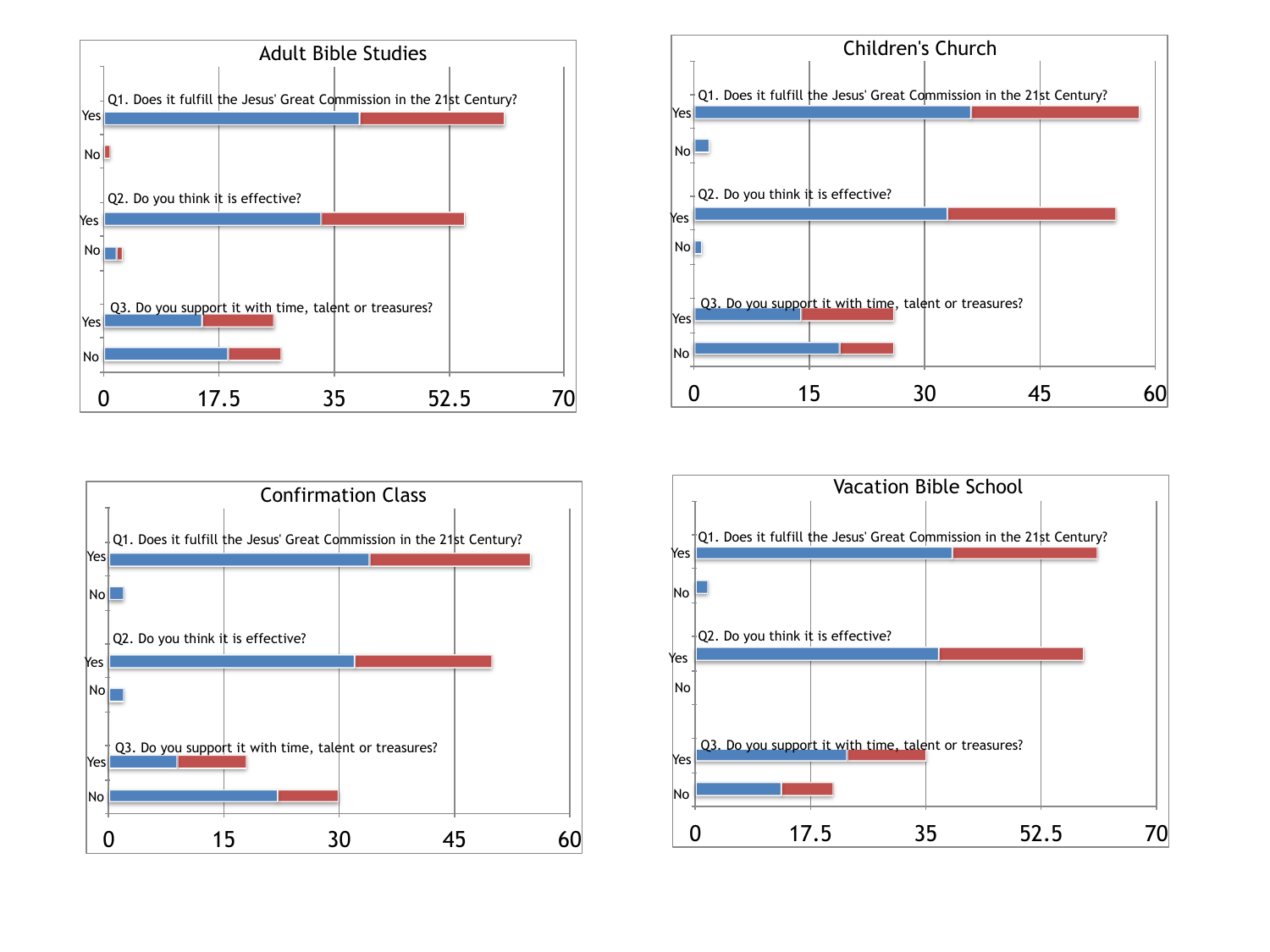## Adult Bible Studies

Q1. Does it fulfill the Jesus' Great Commission in the 21st Century?

Q2. Do you think it is effective?

Q3. Do you support it with time, talent or treasures?

Yes / No

0 17.5 35 52.5 70

## Children's Church

Q1. Does it fulfill the Jesus' Great Commission in the 21st Century?

Q2. Do you think it is effective?

Q3. Do you support it with time, talent or treasures?

Yes / No

0 15 30 45 60

## Confirmation Class

Q1. Does it fulfill the Jesus' Great Commission in the 21st Century?

Q2. Do you think it is effective?

Q3. Do you support it with time, talent or treasures?

Yes / No

0 15 30 45 60

## Vacation Bible School

Q1. Does it fulfill the Jesus' Great Commission in the 21st Century?

Q2. Do you think it is effective?

Q3. Do you support it with time, talent or treasures?

Yes / No

0 17.5 35 52.5 70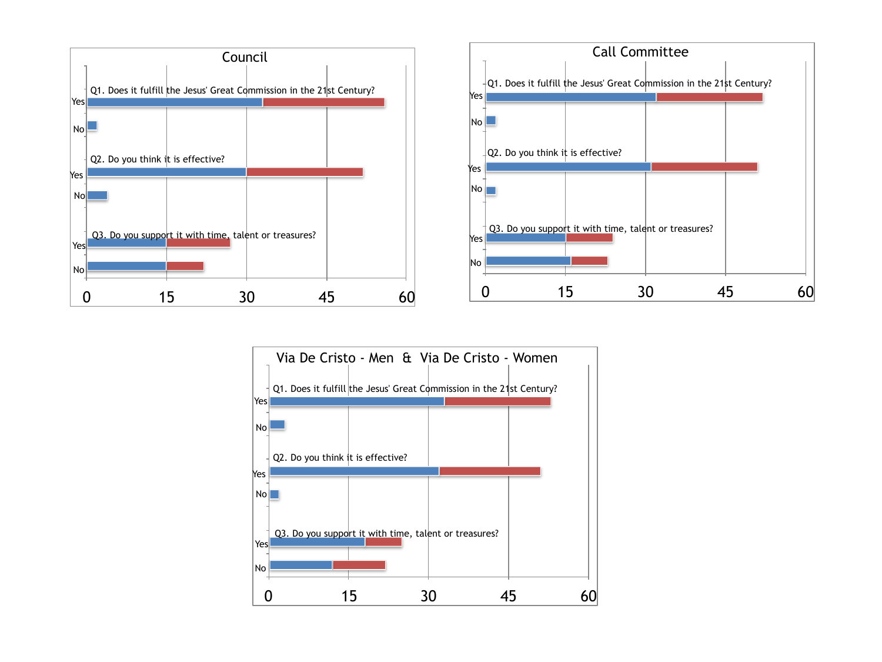## Council

Q1. Does it fulfill the Jesus' Great Commission in the 21st Century?

Yes

No

Q2. Do you think it is effective?

Yes

No

Q3. Do you support it with time, talent or treasures?

Yes

No

0 15 30 45 60

## Call Committee

Q1. Does it fulfill the Jesus' Great Commission in the 21st Century?

Yes

No

Q2. Do you think it is effective?

Yes

No

Q3. Do you support it with time, talent or treasures?

Yes

No

0 15 30 45 60

## Via De Cristo - Men & Via De Cristo - Women

Q1. Does it fulfill the Jesus' Great Commission in the 21st Century?

Yes

No

Q2. Do you think it is effective?

Yes

No

Q3. Do you support it with time, talent or treasures?

Yes

No

0 15 30 45 60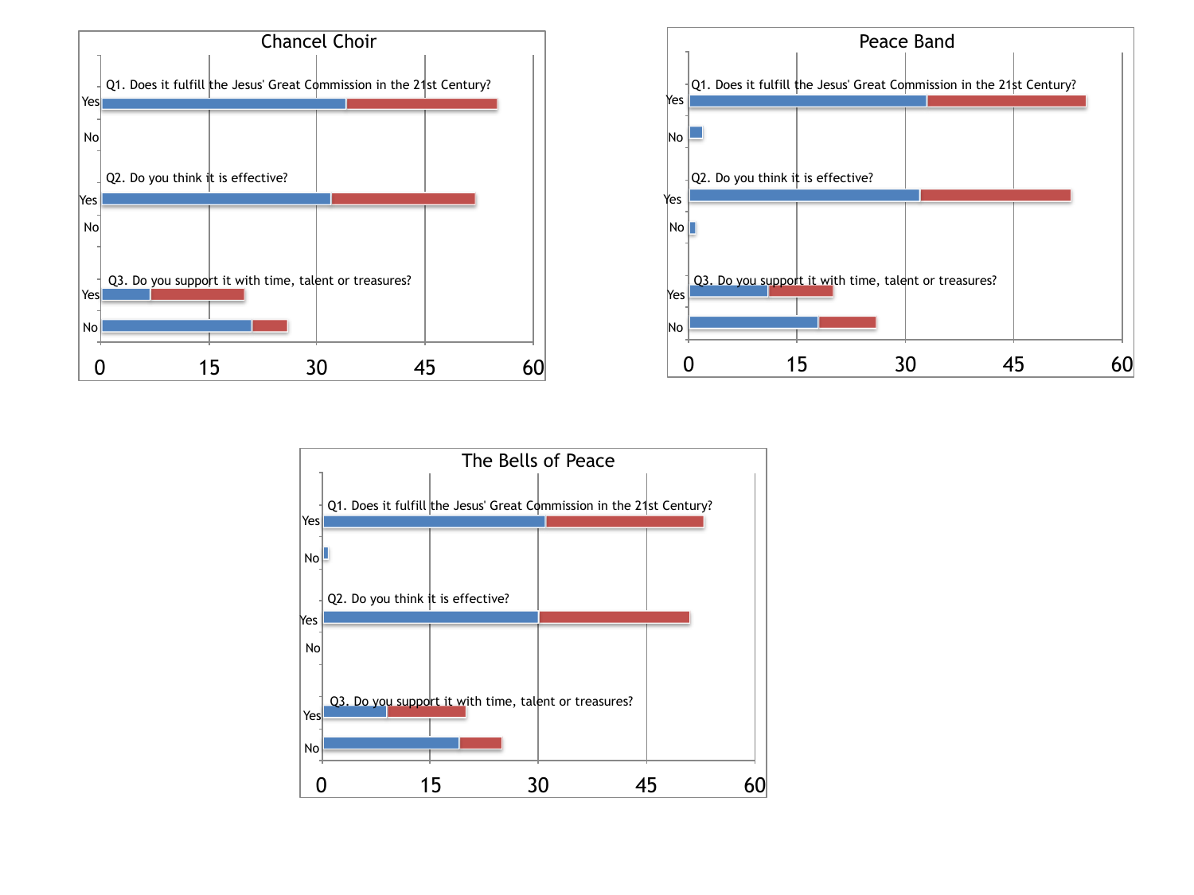Chancel Choir

Q1. Does it fulfill the Jesus' Great Commission in the 21st Century?

Yes

No

Q2. Do you think it is effective?

Yes

No

Q3. Do you support it with time, talent or treasures?

Yes

No

0 15 30 45 60

Peace Band

Q1. Does it fulfill the Jesus' Great Commission in the 21st Century?

Yes

No

Q2. Do you think it is effective?

Yes

No

Q3. Do you support it with time, talent or treasures?

Yes

No

0 15 30 45 60

The Bells of Peace

Q1. Does it fulfill the Jesus' Great Commission in the 21st Century?

Yes

No

Q2. Do you think it is effective?

Yes

No

Q3. Do you support it with time, talent or treasures?

Yes

No

0 15 30 45 60